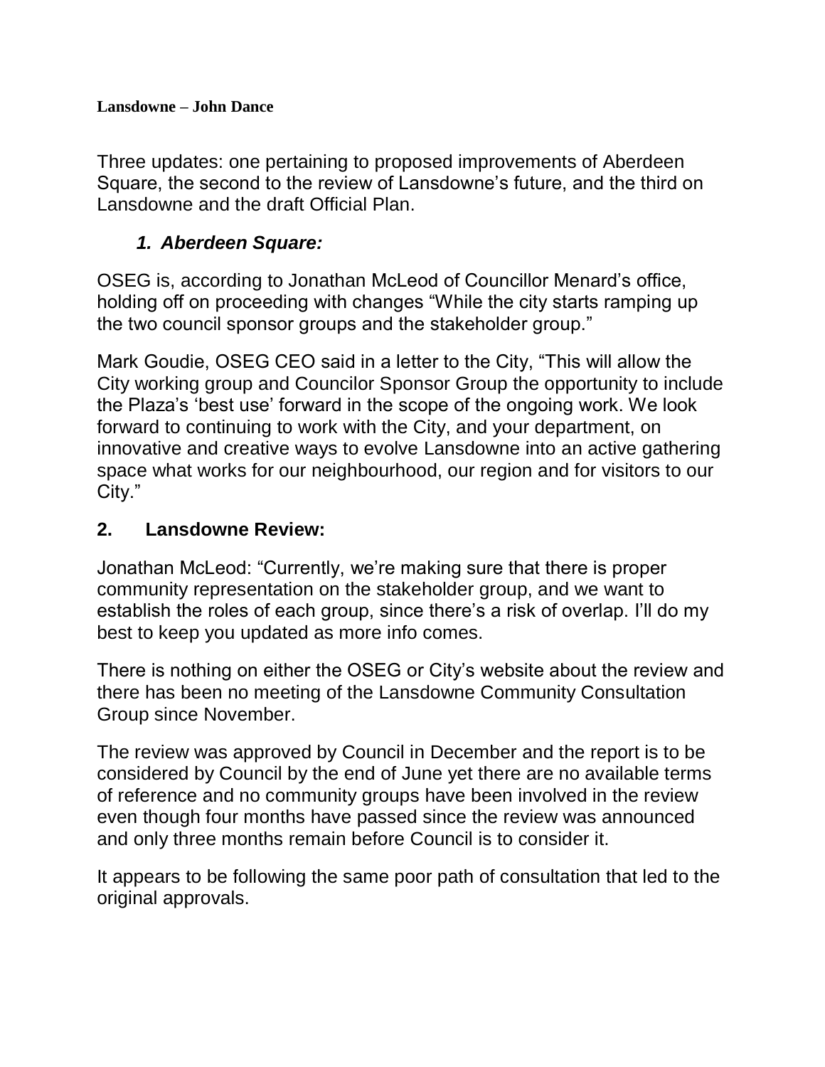**Lansdowne – John Dance**

Three updates: one pertaining to proposed improvements of Aberdeen Square, the second to the review of Lansdowne's future, and the third on Lansdowne and the draft Official Plan.

### *1. Aberdeen Square:*

OSEG is, according to Jonathan McLeod of Councillor Menard's office, holding off on proceeding with changes "While the city starts ramping up the two council sponsor groups and the stakeholder group."

Mark Goudie, OSEG CEO said in a letter to the City, "This will allow the City working group and Councilor Sponsor Group the opportunity to include the Plaza's 'best use' forward in the scope of the ongoing work. We look forward to continuing to work with the City, and your department, on innovative and creative ways to evolve Lansdowne into an active gathering space what works for our neighbourhood, our region and for visitors to our City."

### 2. Lansdowne Review:

Jonathan McLeod: "Currently, we're making sure that there is proper community representation on the stakeholder group, and we want to establish the roles of each group, since there's a risk of overlap. I'll do my best to keep you updated as more info comes.

There is nothing on either the OSEG or City's website about the review and there has been no meeting of the Lansdowne Community Consultation Group since November.

The review was approved by Council in December and the report is to be considered by Council by the end of June yet there are no available terms of reference and no community groups have been involved in the review even though four months have passed since the review was announced and only three months remain before Council is to consider it.

It appears to be following the same poor path of consultation that led to the original approvals.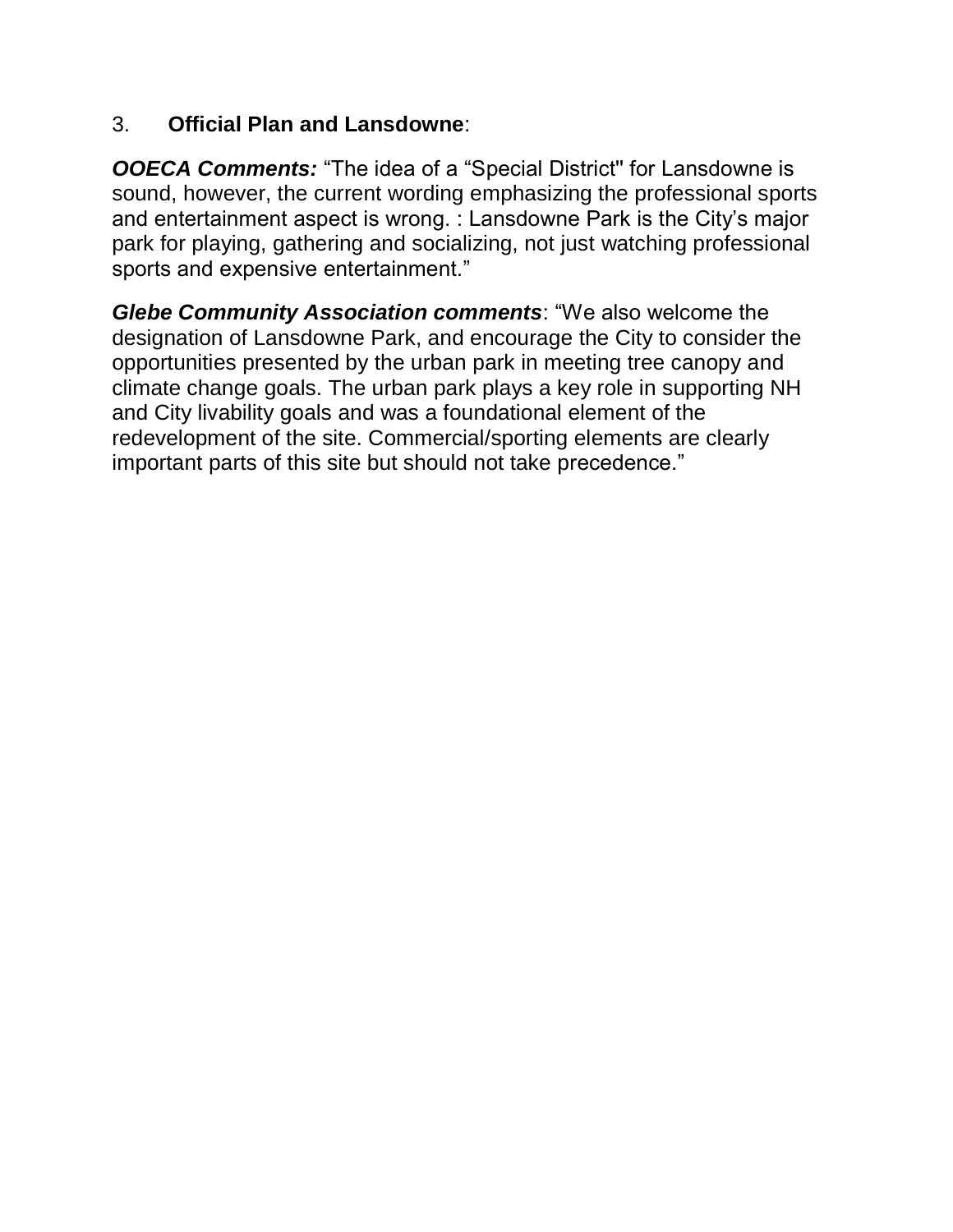3. **Official Plan and Lansdowne**:

***OOECA Comments:*** "The idea of a "Special District" for Lansdowne is sound, however, the current wording emphasizing the professional sports and entertainment aspect is wrong. : Lansdowne Park is the City's major park for playing, gathering and socializing, not just watching professional sports and expensive entertainment."

***Glebe Community Association comments***: "We also welcome the designation of Lansdowne Park, and encourage the City to consider the opportunities presented by the urban park in meeting tree canopy and climate change goals. The urban park plays a key role in supporting NH and City livability goals and was a foundational element of the redevelopment of the site. Commercial/sporting elements are clearly important parts of this site but should not take precedence."